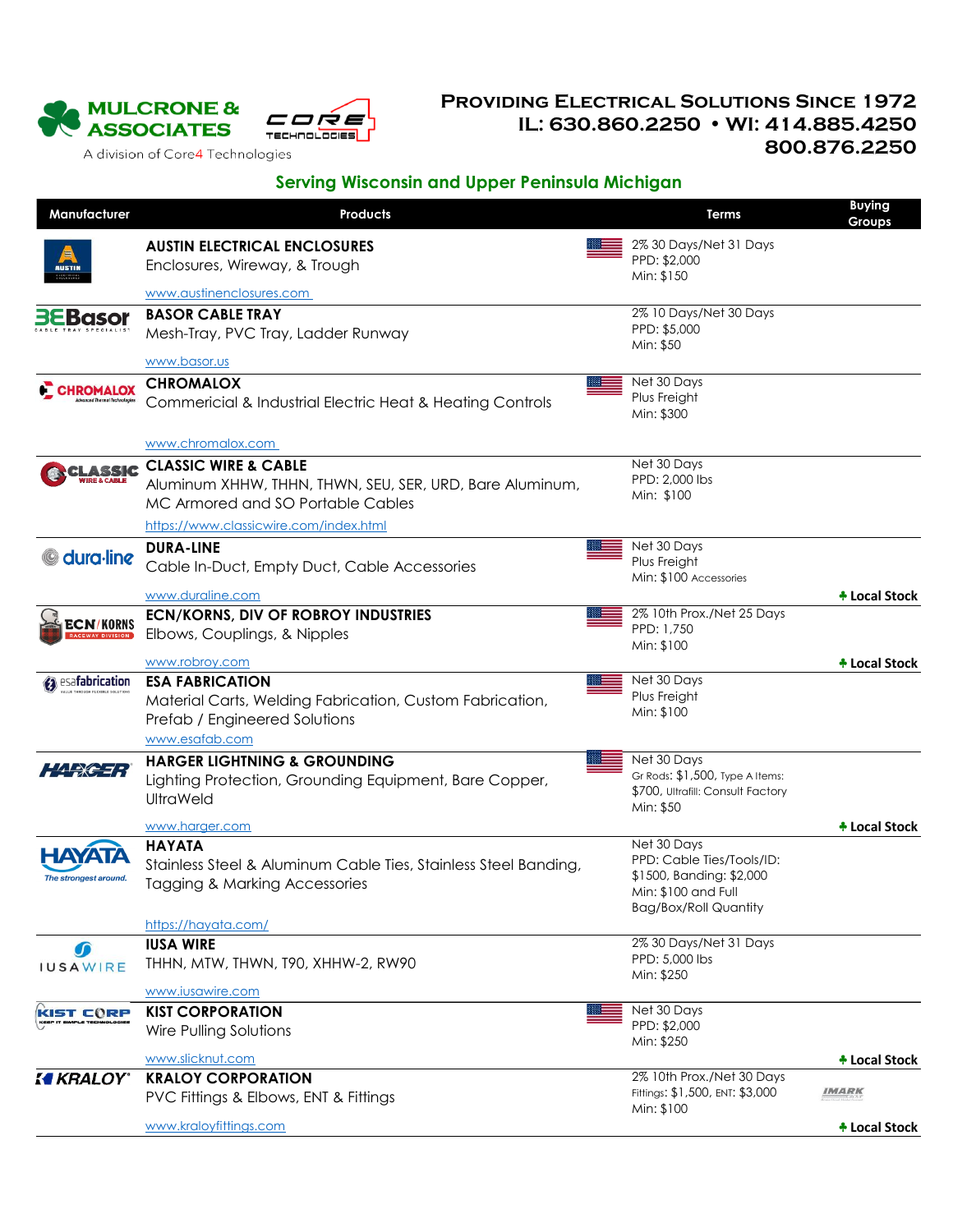MULCRONE & ASSOCIATES

A division of Core4 Technologies

# Providing Electrical Solutions Since 1972

**IL: 630.860.2250 • WI: 414.885.4250**
**800.876.2250**

## Serving Wisconsin and Upper Peninsula Michigan

| Manufacturer | Products | Terms | Buying Groups |
|---|---|---|---|
| AUSTIN | **AUSTIN ELECTRICAL ENCLOSURES**<br>Enclosures, Wireway, & Trough<br>www.austinenclosures.com | 2% 30 Days/Net 31 Days<br>PPD: $2,000<br>Min: $150 | |
| Basor | **BASOR CABLE TRAY**<br>Mesh-Tray, PVC Tray, Ladder Runway<br>www.basor.us | 2% 10 Days/Net 30 Days<br>PPD: $5,000<br>Min: $50 | |
| CHROMALOX | **CHROMALOX**<br>Commericial & Industrial Electric Heat & Heating Controls<br>www.chromalox.com | Net 30 Days<br>Plus Freight<br>Min: $300 | |
| CLASSIC WIRE & CABLE | **CLASSIC WIRE & CABLE**<br>Aluminum XHHW, THHN, THWN, SEU, SER, URD, Bare Aluminum, MC Armored and SO Portable Cables<br>https://www.classicwire.com/index.html | Net 30 Days<br>PPD: 2,000 lbs<br>Min: $100 | |
| dura-line | **DURA-LINE**<br>Cable In-Duct, Empty Duct, Cable Accessories<br>www.duraline.com | Net 30 Days<br>Plus Freight<br>Min: $100 Accessories | Local Stock |
| ECN/KORNS | **ECN/KORNS, DIV OF ROBROY INDUSTRIES**<br>Elbows, Couplings, & Nipples<br>www.robroy.com | 2% 10th Prox./Net 25 Days<br>PPD: 1,750<br>Min: $100 | Local Stock |
| esafabrication | **ESA FABRICATION**<br>Material Carts, Welding Fabrication, Custom Fabrication, Prefab / Engineered Solutions<br>www.esafab.com | Net 30 Days<br>Plus Freight<br>Min: $100 | |
| HARGER | **HARGER LIGHTNING & GROUNDING**<br>Lighting Protection, Grounding Equipment, Bare Copper, UltraWeld<br>www.harger.com | Net 30 Days<br>Gr Rods: $1,500, Type A Items: $700, Ultrafill: Consult Factory<br>Min: $50 | Local Stock |
| HAYATA | **HAYATA**<br>Stainless Steel & Aluminum Cable Ties, Stainless Steel Banding, Tagging & Marking Accessories<br>https://hayata.com/ | Net 30 Days<br>PPD: Cable Ties/Tools/ID: $1500, Banding: $2,000<br>Min: $100 and Full Bag/Box/Roll Quantity | |
| IUSA WIRE | **IUSA WIRE**<br>THHN, MTW, THWN, T90, XHHW-2, RW90<br>www.iusawire.com | 2% 30 Days/Net 31 Days<br>PPD: 5,000 lbs<br>Min: $250 | |
| KIST CORP | **KIST CORPORATION**<br>Wire Pulling Solutions<br>www.slicknut.com | Net 30 Days<br>PPD: $2,000<br>Min: $250 | Local Stock |
| KRALOY | **KRALOY CORPORATION**<br>PVC Fittings & Elbows, ENT & Fittings<br>www.kraloyfittings.com | 2% 10th Prox./Net 30 Days<br>Fittings: $1,500, ENT: $3,000<br>Min: $100 | IMARK<br>Local Stock |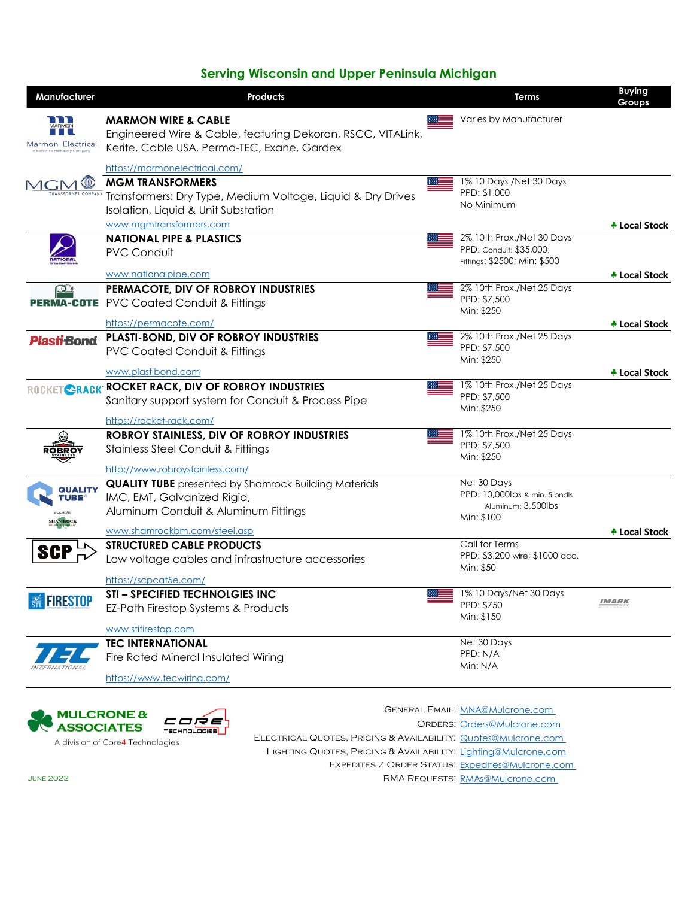## Serving Wisconsin and Upper Peninsula Michigan

| Manufacturer | Products | Terms | Buying Groups |
|---|---|---|---|
| Marmon Electrical | **MARMON WIRE & CABLE**<br>Engineered Wire & Cable, featuring Dekoron, RSCC, VITALink, Kerite, Cable USA, Perma-TEC, Exane, Gardex<br>https://marmonelectrical.com/ | Varies by Manufacturer | |
| MGM Transformer Company | **MGM TRANSFORMERS**<br>Transformers: Dry Type, Medium Voltage, Liquid & Dry Drives Isolation, Liquid & Unit Substation<br>www.mgmtransformers.com | 1% 10 Days /Net 30 Days<br>PPD: $1,000<br>No Minimum | ✚ Local Stock |
| National Pipe & Plastics | **NATIONAL PIPE & PLASTICS**<br>PVC Conduit<br>www.nationalpipe.com | 2% 10th Prox./Net 30 Days<br>PPD: Conduit: $35,000;<br>Fittings: $2500; Min: $500 | ✚ Local Stock |
| PERMA-COTE | **PERMACOTE, DIV OF ROBROY INDUSTRIES**<br>PVC Coated Conduit & Fittings<br>https://permacote.com/ | 2% 10th Prox./Net 25 Days<br>PPD: $7,500<br>Min: $250 | ✚ Local Stock |
| Plasti-Bond | **PLASTI-BOND, DIV OF ROBROY INDUSTRIES**<br>PVC Coated Conduit & Fittings<br>www.plastibond.com | 2% 10th Prox./Net 25 Days<br>PPD: $7,500<br>Min: $250 | ✚ Local Stock |
| ROCKET RACK | **ROCKET RACK, DIV OF ROBROY INDUSTRIES**<br>Sanitary support system for Conduit & Process Pipe<br>https://rocket-rack.com/ | 1% 10th Prox./Net 25 Days<br>PPD: $7,500<br>Min: $250 | |
| ROBROY STAINLESS | **ROBROY STAINLESS, DIV OF ROBROY INDUSTRIES**<br>Stainless Steel Conduit & Fittings<br>http://www.robroystainless.com/ | 1% 10th Prox./Net 25 Days<br>PPD: $7,500<br>Min: $250 | |
| QUALITY TUBE presented by Shamrock | **QUALITY TUBE** presented by Shamrock Building Materials<br>IMC, EMT, Galvanized Rigid, Aluminum Conduit & Aluminum Fittings<br>www.shamrockbm.com/steel.asp | Net 30 Days<br>PPD: 10,000lbs & min. 5 bndls<br>Aluminum: 3,500lbs<br>Min: $100 | ✚ Local Stock |
| SCP | **STRUCTURED CABLE PRODUCTS**<br>Low voltage cables and infrastructure accessories<br>https://scpcat5e.com/ | Call for Terms<br>PPD: $3,200 wire; $1000 acc.<br>Min: $50 | |
| STI FIRESTOP | **STI – SPECIFIED TECHNOLGIES INC**<br>EZ-Path Firestop Systems & Products<br>www.stifirestop.com | 1% 10 Days/Net 30 Days<br>PPD: $750<br>Min: $150 | IMARK |
| TEC International | **TEC INTERNATIONAL**<br>Fire Rated Mineral Insulated Wiring<br>https://www.tecwiring.com/ | Net 30 Days<br>PPD: N/A<br>Min: N/A | |

**MULCRONE & ASSOCIATES**
A division of Core4 Technologies

General Email: MNA@Mulcrone.com
Orders: Orders@Mulcrone.com
Electrical Quotes, Pricing & Availability: Quotes@Mulcrone.com
Lighting Quotes, Pricing & Availability: Lighting@Mulcrone.com
Expedites / Order Status: Expedites@Mulcrone.com
RMA Requests: RMAs@Mulcrone.com

June 2022